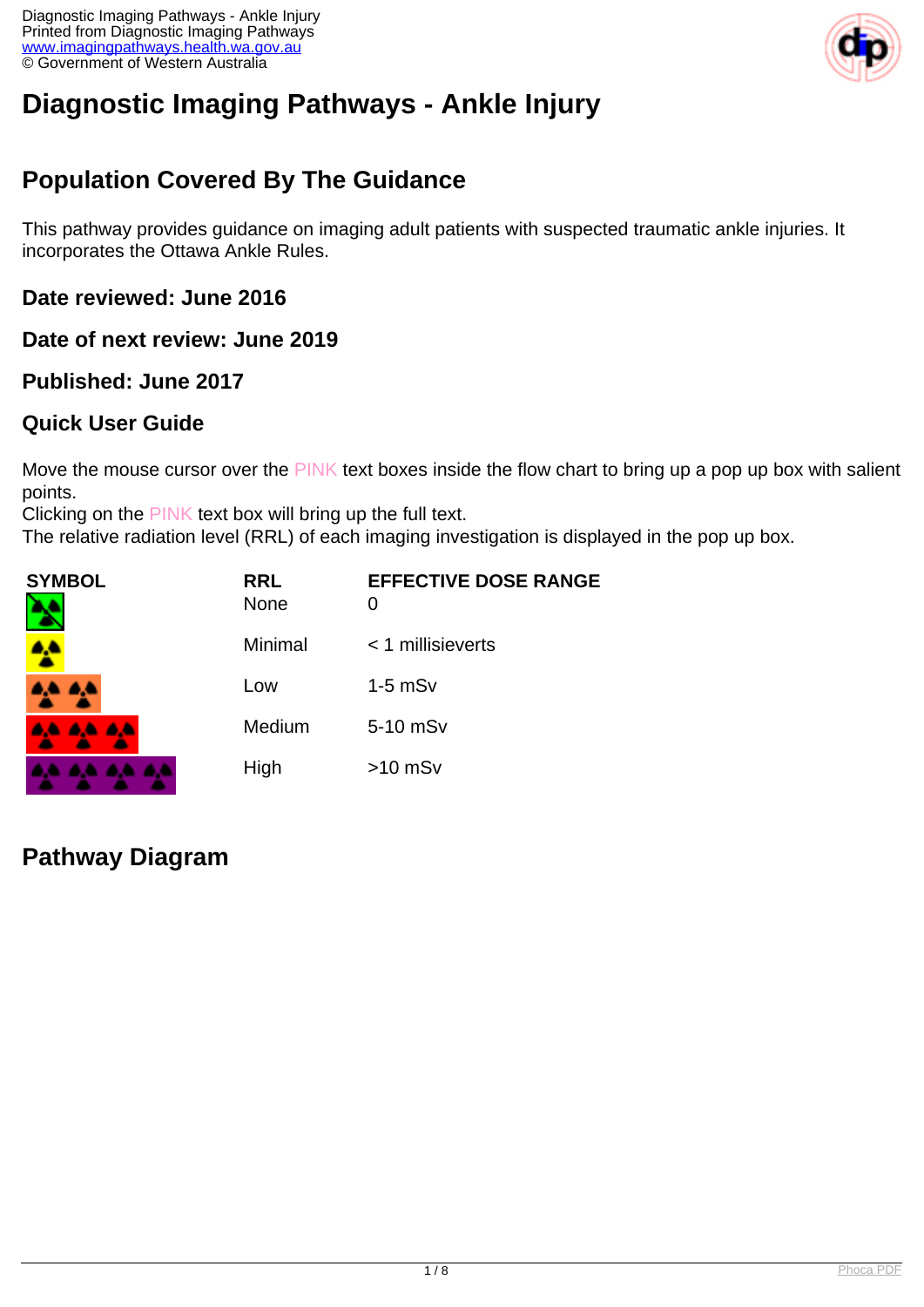# Diagnostic Imaging Pathways - Ankle Injury

## Population Covered By The Guidance

This pathway provides guidance on imaging adult patients with suspected traumatic ankle injuries. It incorporates the Ottawa Ankle Rules.

### Date reviewed: June 2016

### Date of next review: June 2019

### Published: June 2017

### Quick User Guide

Move the mouse cursor over the PINK text boxes inside the flow chart to bring up a pop up box with salient points.
Clicking on the PINK text box will bring up the full text.
The relative radiation level (RRL) of each imaging investigation is displayed in the pop up box.

| SYMBOL | RRL | EFFECTIVE DOSE RANGE |
| --- | --- | --- |
| | None | 0 |
| | Minimal | < 1 millisieverts |
| | Low | 1-5 mSv |
| | Medium | 5-10 mSv |
| | High | >10 mSv |

## Pathway Diagram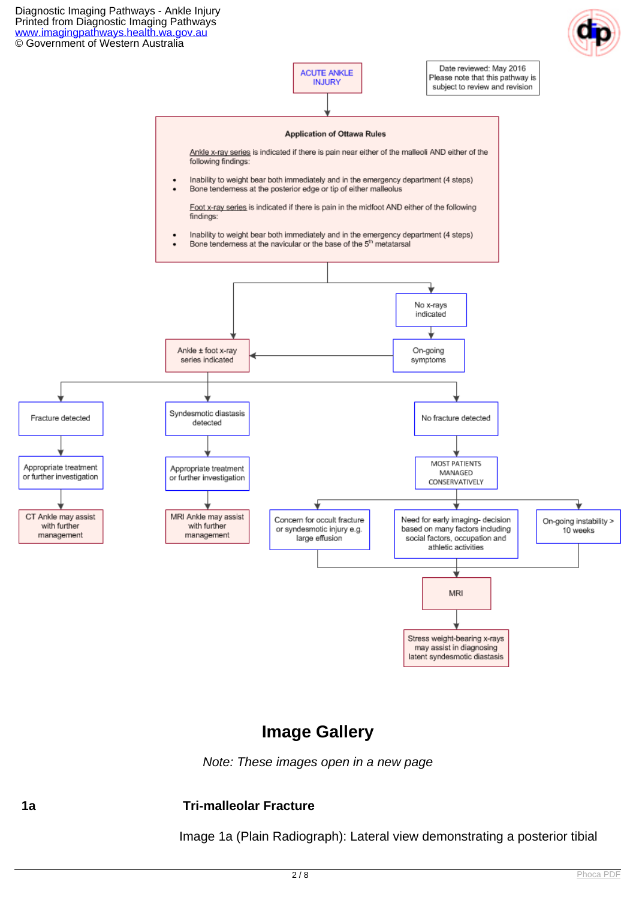ACUTE ANKLE INJURY

Date reviewed: May 2016
Please note that this pathway is subject to review and revision

**Application of Ottawa Rules**

Ankle x-ray series is indicated if there is pain near either of the malleoli AND either of the following findings:

- Inability to weight bear both immediately and in the emergency department (4 steps)
- Bone tenderness at the posterior edge or tip of either malleolus

Foot x-ray series is indicated if there is pain in the midfoot AND either of the following findings:

- Inability to weight bear both immediately and in the emergency department (4 steps)
- Bone tenderness at the navicular or the base of the 5th metatarsal

No x-rays indicated → On-going symptoms → Ankle ± foot x-ray series indicated

Ankle ± foot x-ray series indicated:

- Fracture detected → Appropriate treatment or further investigation → CT Ankle may assist with further management
- Syndesmotic diastasis detected → Appropriate treatment or further investigation → MRI Ankle may assist with further management
- No fracture detected → MOST PATIENTS MANAGED CONSERVATIVELY
  - Concern for occult fracture or syndesmotic injury e.g. large effusion
  - Need for early imaging- decision based on many factors including social factors, occupation and athletic activities
  - On-going instability > 10 weeks
  - → MRI → Stress weight-bearing x-rays may assist in diagnosing latent syndesmotic diastasis

## Image Gallery

*Note: These images open in a new page*

**1a** **Tri-malleolar Fracture**

Image 1a (Plain Radiograph): Lateral view demonstrating a posterior tibial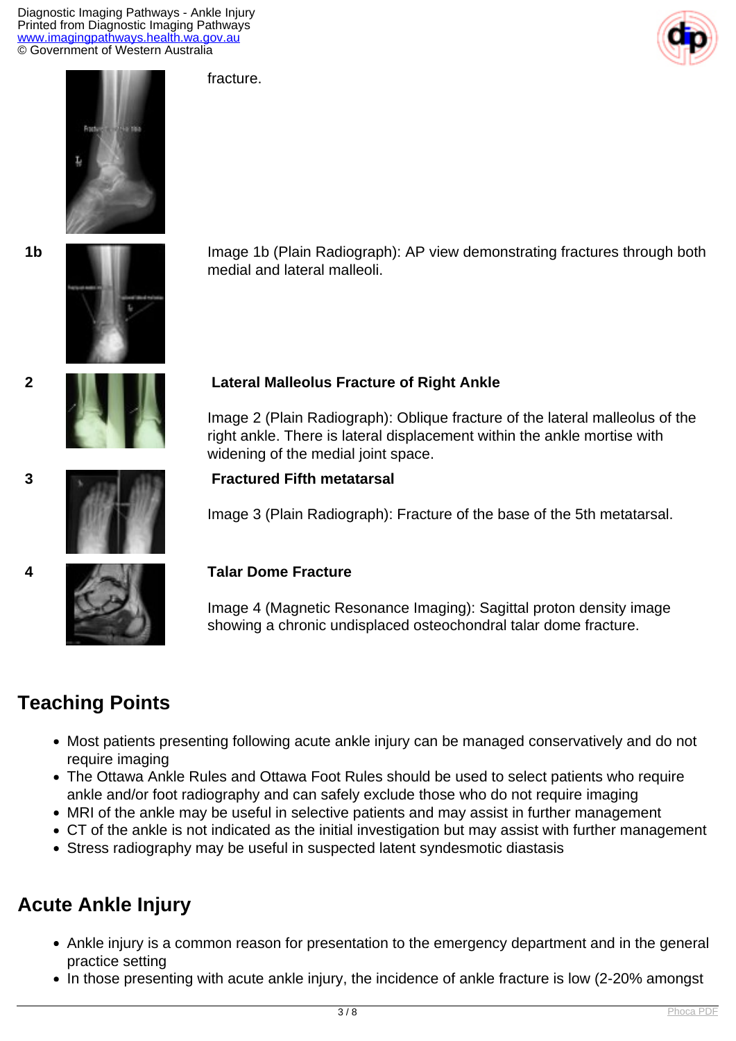fracture.

1b

Image 1b (Plain Radiograph): AP view demonstrating fractures through both medial and lateral malleoli.

2

**Lateral Malleolus Fracture of Right Ankle**

Image 2 (Plain Radiograph): Oblique fracture of the lateral malleolus of the right ankle. There is lateral displacement within the ankle mortise with widening of the medial joint space.

3

**Fractured Fifth metatarsal**

Image 3 (Plain Radiograph): Fracture of the base of the 5th metatarsal.

4

**Talar Dome Fracture**

Image 4 (Magnetic Resonance Imaging): Sagittal proton density image showing a chronic undisplaced osteochondral talar dome fracture.

## Teaching Points

- Most patients presenting following acute ankle injury can be managed conservatively and do not require imaging
- The Ottawa Ankle Rules and Ottawa Foot Rules should be used to select patients who require ankle and/or foot radiography and can safely exclude those who do not require imaging
- MRI of the ankle may be useful in selective patients and may assist in further management
- CT of the ankle is not indicated as the initial investigation but may assist with further management
- Stress radiography may be useful in suspected latent syndesmotic diastasis

## Acute Ankle Injury

- Ankle injury is a common reason for presentation to the emergency department and in the general practice setting
- In those presenting with acute ankle injury, the incidence of ankle fracture is low (2-20% amongst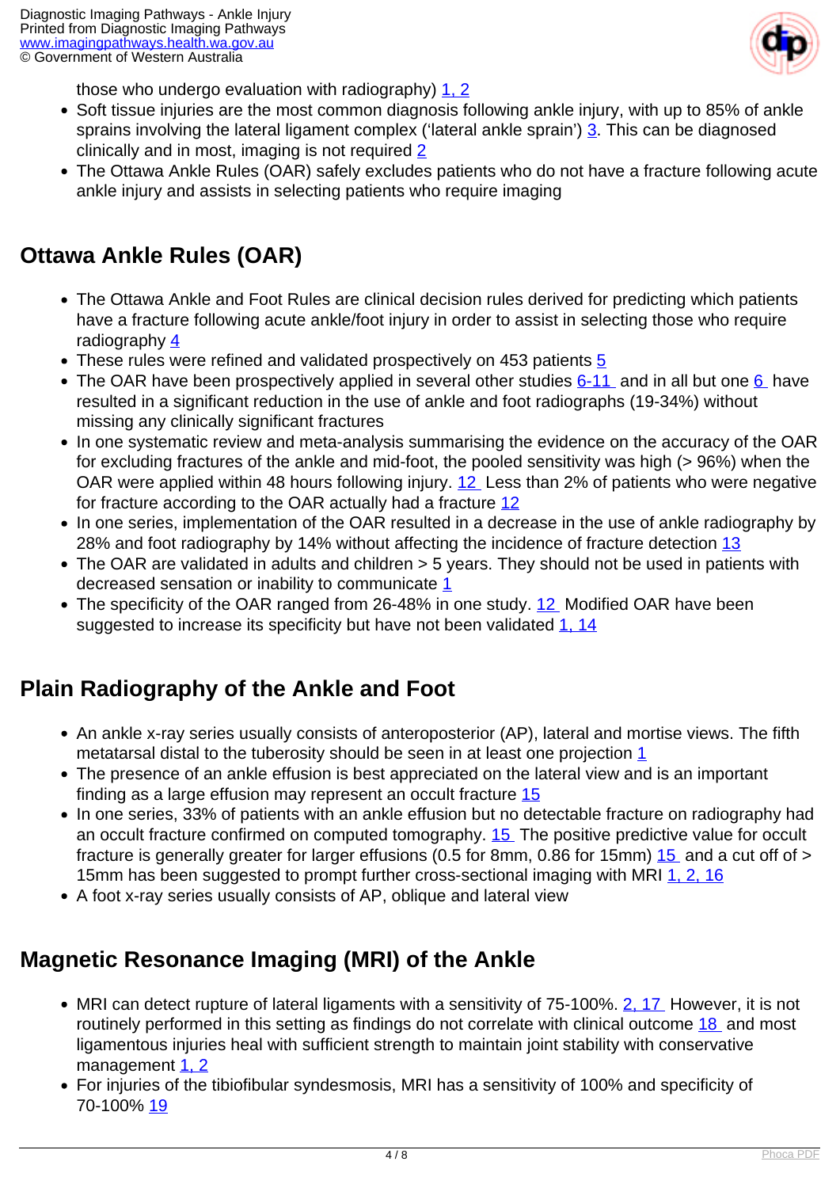those who undergo evaluation with radiography) [1, 2]

- Soft tissue injuries are the most common diagnosis following ankle injury, with up to 85% of ankle sprains involving the lateral ligament complex ('lateral ankle sprain') [3]. This can be diagnosed clinically and in most, imaging is not required [2]
- The Ottawa Ankle Rules (OAR) safely excludes patients who do not have a fracture following acute ankle injury and assists in selecting patients who require imaging

## Ottawa Ankle Rules (OAR)

- The Ottawa Ankle and Foot Rules are clinical decision rules derived for predicting which patients have a fracture following acute ankle/foot injury in order to assist in selecting those who require radiography [4]
- These rules were refined and validated prospectively on 453 patients [5]
- The OAR have been prospectively applied in several other studies [6-11] and in all but one [6] have resulted in a significant reduction in the use of ankle and foot radiographs (19-34%) without missing any clinically significant fractures
- In one systematic review and meta-analysis summarising the evidence on the accuracy of the OAR for excluding fractures of the ankle and mid-foot, the pooled sensitivity was high (> 96%) when the OAR were applied within 48 hours following injury. [12] Less than 2% of patients who were negative for fracture according to the OAR actually had a fracture [12]
- In one series, implementation of the OAR resulted in a decrease in the use of ankle radiography by 28% and foot radiography by 14% without affecting the incidence of fracture detection [13]
- The OAR are validated in adults and children > 5 years. They should not be used in patients with decreased sensation or inability to communicate [1]
- The specificity of the OAR ranged from 26-48% in one study. [12] Modified OAR have been suggested to increase its specificity but have not been validated [1, 14]

## Plain Radiography of the Ankle and Foot

- An ankle x-ray series usually consists of anteroposterior (AP), lateral and mortise views. The fifth metatarsal distal to the tuberosity should be seen in at least one projection [1]
- The presence of an ankle effusion is best appreciated on the lateral view and is an important finding as a large effusion may represent an occult fracture [15]
- In one series, 33% of patients with an ankle effusion but no detectable fracture on radiography had an occult fracture confirmed on computed tomography. [15] The positive predictive value for occult fracture is generally greater for larger effusions (0.5 for 8mm, 0.86 for 15mm) [15] and a cut off of > 15mm has been suggested to prompt further cross-sectional imaging with MRI [1, 2, 16]
- A foot x-ray series usually consists of AP, oblique and lateral view

## Magnetic Resonance Imaging (MRI) of the Ankle

- MRI can detect rupture of lateral ligaments with a sensitivity of 75-100%. [2, 17] However, it is not routinely performed in this setting as findings do not correlate with clinical outcome [18] and most ligamentous injuries heal with sufficient strength to maintain joint stability with conservative management [1, 2]
- For injuries of the tibiofibular syndesmosis, MRI has a sensitivity of 100% and specificity of 70-100% [19]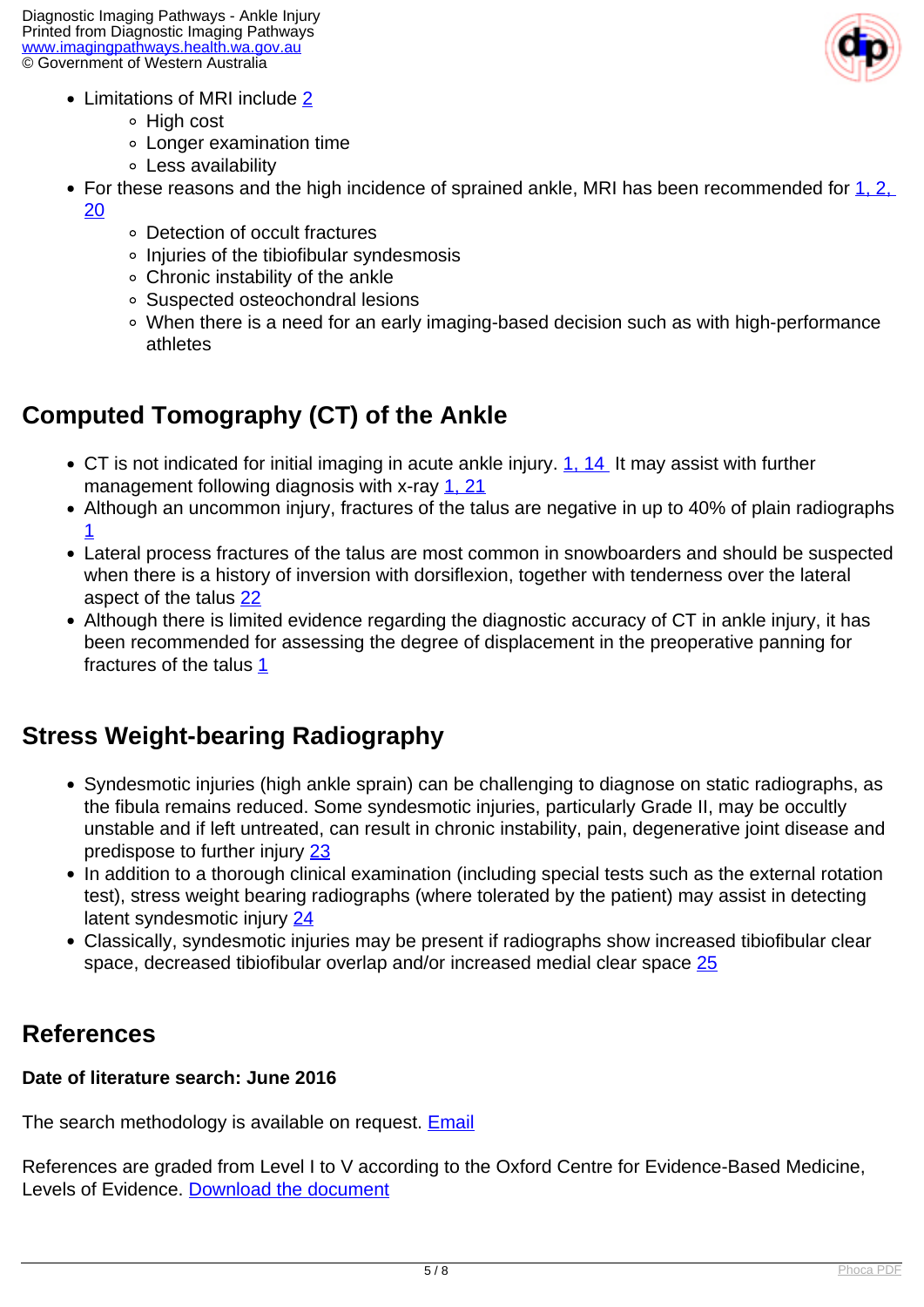- Limitations of MRI include [2]
    - High cost
    - Longer examination time
    - Less availability
- For these reasons and the high incidence of sprained ankle, MRI has been recommended for [1, 2, 20]
    - Detection of occult fractures
    - Injuries of the tibiofibular syndesmosis
    - Chronic instability of the ankle
    - Suspected osteochondral lesions
    - When there is a need for an early imaging-based decision such as with high-performance athletes

## Computed Tomography (CT) of the Ankle

- CT is not indicated for initial imaging in acute ankle injury. [1, 14] It may assist with further management following diagnosis with x-ray [1, 21]
- Although an uncommon injury, fractures of the talus are negative in up to 40% of plain radiographs [1]
- Lateral process fractures of the talus are most common in snowboarders and should be suspected when there is a history of inversion with dorsiflexion, together with tenderness over the lateral aspect of the talus [22]
- Although there is limited evidence regarding the diagnostic accuracy of CT in ankle injury, it has been recommended for assessing the degree of displacement in the preoperative panning for fractures of the talus [1]

## Stress Weight-bearing Radiography

- Syndesmotic injuries (high ankle sprain) can be challenging to diagnose on static radiographs, as the fibula remains reduced. Some syndesmotic injuries, particularly Grade II, may be occultly unstable and if left untreated, can result in chronic instability, pain, degenerative joint disease and predispose to further injury [23]
- In addition to a thorough clinical examination (including special tests such as the external rotation test), stress weight bearing radiographs (where tolerated by the patient) may assist in detecting latent syndesmotic injury [24]
- Classically, syndesmotic injuries may be present if radiographs show increased tibiofibular clear space, decreased tibiofibular overlap and/or increased medial clear space [25]

## References

**Date of literature search: June 2016**

The search methodology is available on request. Email

References are graded from Level I to V according to the Oxford Centre for Evidence-Based Medicine, Levels of Evidence. Download the document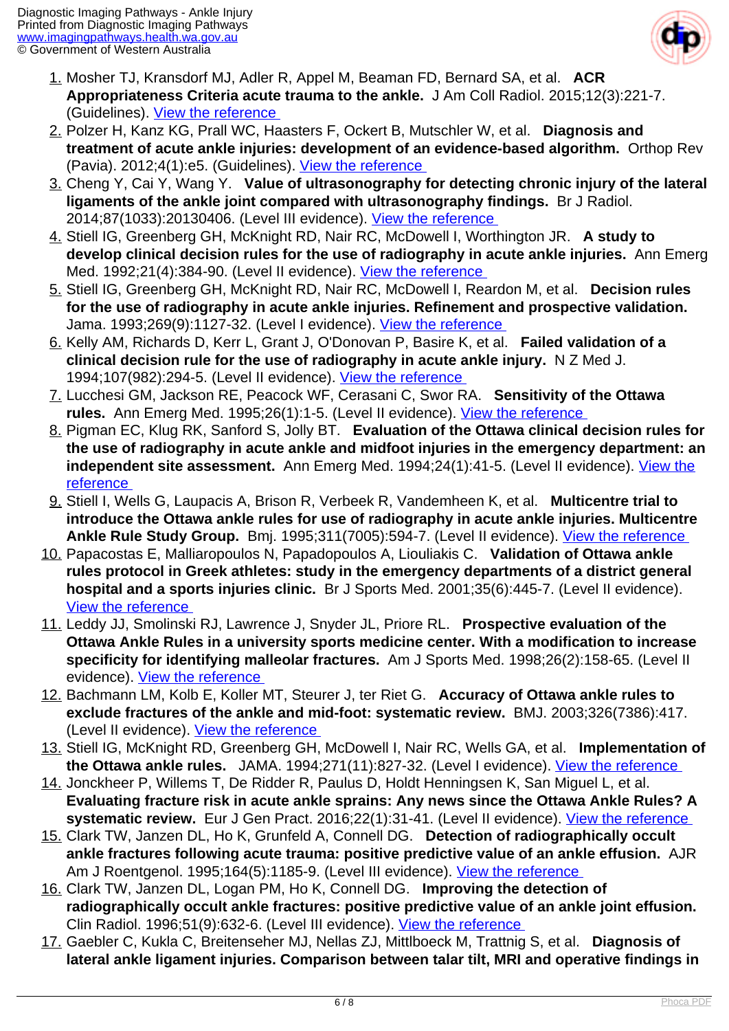1. Mosher TJ, Kransdorf MJ, Adler R, Appel M, Beaman FD, Bernard SA, et al. **ACR Appropriateness Criteria acute trauma to the ankle.** J Am Coll Radiol. 2015;12(3):221-7. (Guidelines). View the reference
2. Polzer H, Kanz KG, Prall WC, Haasters F, Ockert B, Mutschler W, et al. **Diagnosis and treatment of acute ankle injuries: development of an evidence-based algorithm.** Orthop Rev (Pavia). 2012;4(1):e5. (Guidelines). View the reference
3. Cheng Y, Cai Y, Wang Y. **Value of ultrasonography for detecting chronic injury of the lateral ligaments of the ankle joint compared with ultrasonography findings.** Br J Radiol. 2014;87(1033):20130406. (Level III evidence). View the reference
4. Stiell IG, Greenberg GH, McKnight RD, Nair RC, McDowell I, Worthington JR. **A study to develop clinical decision rules for the use of radiography in acute ankle injuries.** Ann Emerg Med. 1992;21(4):384-90. (Level II evidence). View the reference
5. Stiell IG, Greenberg GH, McKnight RD, Nair RC, McDowell I, Reardon M, et al. **Decision rules for the use of radiography in acute ankle injuries. Refinement and prospective validation.** Jama. 1993;269(9):1127-32. (Level I evidence). View the reference
6. Kelly AM, Richards D, Kerr L, Grant J, O'Donovan P, Basire K, et al. **Failed validation of a clinical decision rule for the use of radiography in acute ankle injury.** N Z Med J. 1994;107(982):294-5. (Level II evidence). View the reference
7. Lucchesi GM, Jackson RE, Peacock WF, Cerasani C, Swor RA. **Sensitivity of the Ottawa rules.** Ann Emerg Med. 1995;26(1):1-5. (Level II evidence). View the reference
8. Pigman EC, Klug RK, Sanford S, Jolly BT. **Evaluation of the Ottawa clinical decision rules for the use of radiography in acute ankle and midfoot injuries in the emergency department: an independent site assessment.** Ann Emerg Med. 1994;24(1):41-5. (Level II evidence). View the reference
9. Stiell I, Wells G, Laupacis A, Brison R, Verbeek R, Vandemheen K, et al. **Multicentre trial to introduce the Ottawa ankle rules for use of radiography in acute ankle injuries. Multicentre Ankle Rule Study Group.** Bmj. 1995;311(7005):594-7. (Level II evidence). View the reference
10. Papacostas E, Malliaropoulos N, Papadopoulos A, Liouliakis C. **Validation of Ottawa ankle rules protocol in Greek athletes: study in the emergency departments of a district general hospital and a sports injuries clinic.** Br J Sports Med. 2001;35(6):445-7. (Level II evidence). View the reference
11. Leddy JJ, Smolinski RJ, Lawrence J, Snyder JL, Priore RL. **Prospective evaluation of the Ottawa Ankle Rules in a university sports medicine center. With a modification to increase specificity for identifying malleolar fractures.** Am J Sports Med. 1998;26(2):158-65. (Level II evidence). View the reference
12. Bachmann LM, Kolb E, Koller MT, Steurer J, ter Riet G. **Accuracy of Ottawa ankle rules to exclude fractures of the ankle and mid-foot: systematic review.** BMJ. 2003;326(7386):417. (Level II evidence). View the reference
13. Stiell IG, McKnight RD, Greenberg GH, McDowell I, Nair RC, Wells GA, et al. **Implementation of the Ottawa ankle rules.** JAMA. 1994;271(11):827-32. (Level I evidence). View the reference
14. Jonckheer P, Willems T, De Ridder R, Paulus D, Holdt Henningsen K, San Miguel L, et al. **Evaluating fracture risk in acute ankle sprains: Any news since the Ottawa Ankle Rules? A systematic review.** Eur J Gen Pract. 2016;22(1):31-41. (Level II evidence). View the reference
15. Clark TW, Janzen DL, Ho K, Grunfeld A, Connell DG. **Detection of radiographically occult ankle fractures following acute trauma: positive predictive value of an ankle effusion.** AJR Am J Roentgenol. 1995;164(5):1185-9. (Level III evidence). View the reference
16. Clark TW, Janzen DL, Logan PM, Ho K, Connell DG. **Improving the detection of radiographically occult ankle fractures: positive predictive value of an ankle joint effusion.** Clin Radiol. 1996;51(9):632-6. (Level III evidence). View the reference
17. Gaebler C, Kukla C, Breitenseher MJ, Nellas ZJ, Mittlboeck M, Trattnig S, et al. **Diagnosis of lateral ankle ligament injuries. Comparison between talar tilt, MRI and operative findings in**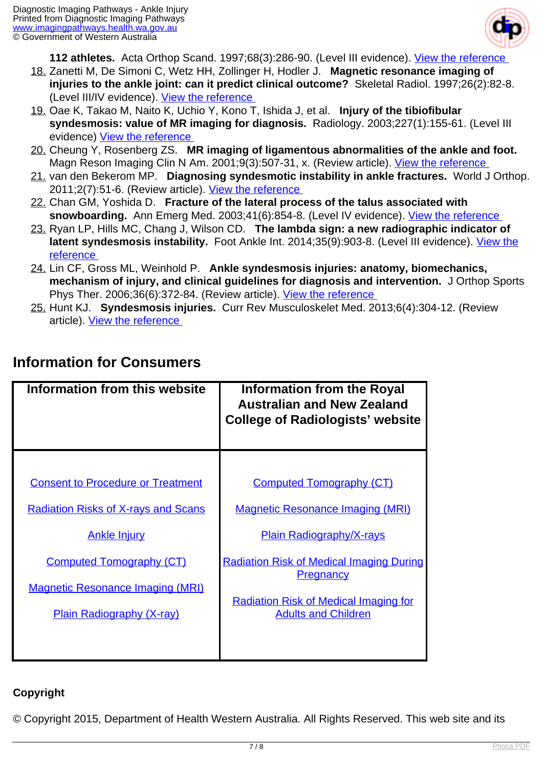**112 athletes.** Acta Orthop Scand. 1997;68(3):286-90. (Level III evidence). View the reference

18. Zanetti M, De Simoni C, Wetz HH, Zollinger H, Hodler J. **Magnetic resonance imaging of injuries to the ankle joint: can it predict clinical outcome?** Skeletal Radiol. 1997;26(2):82-8. (Level III/IV evidence). View the reference
19. Oae K, Takao M, Naito K, Uchio Y, Kono T, Ishida J, et al. **Injury of the tibiofibular syndesmosis: value of MR imaging for diagnosis.** Radiology. 2003;227(1):155-61. (Level III evidence) View the reference
20. Cheung Y, Rosenberg ZS. **MR imaging of ligamentous abnormalities of the ankle and foot.** Magn Reson Imaging Clin N Am. 2001;9(3):507-31, x. (Review article). View the reference
21. van den Bekerom MP. **Diagnosing syndesmotic instability in ankle fractures.** World J Orthop. 2011;2(7):51-6. (Review article). View the reference
22. Chan GM, Yoshida D. **Fracture of the lateral process of the talus associated with snowboarding.** Ann Emerg Med. 2003;41(6):854-8. (Level IV evidence). View the reference
23. Ryan LP, Hills MC, Chang J, Wilson CD. **The lambda sign: a new radiographic indicator of latent syndesmosis instability.** Foot Ankle Int. 2014;35(9):903-8. (Level III evidence). View the reference
24. Lin CF, Gross ML, Weinhold P. **Ankle syndesmosis injuries: anatomy, biomechanics, mechanism of injury, and clinical guidelines for diagnosis and intervention.** J Orthop Sports Phys Ther. 2006;36(6):372-84. (Review article). View the reference
25. Hunt KJ. **Syndesmosis injuries.** Curr Rev Musculoskelet Med. 2013;6(4):304-12. (Review article). View the reference

## Information for Consumers

| Information from this website | Information from the Royal Australian and New Zealand College of Radiologists' website |
| --- | --- |
| Consent to Procedure or Treatment | Computed Tomography (CT) |
| Radiation Risks of X-rays and Scans | Magnetic Resonance Imaging (MRI) |
| Ankle Injury | Plain Radiography/X-rays |
| Computed Tomography (CT) | Radiation Risk of Medical Imaging During Pregnancy |
| Magnetic Resonance Imaging (MRI) | Radiation Risk of Medical Imaging for Adults and Children |
| Plain Radiography (X-ray) | |

**Copyright**

© Copyright 2015, Department of Health Western Australia. All Rights Reserved. This web site and its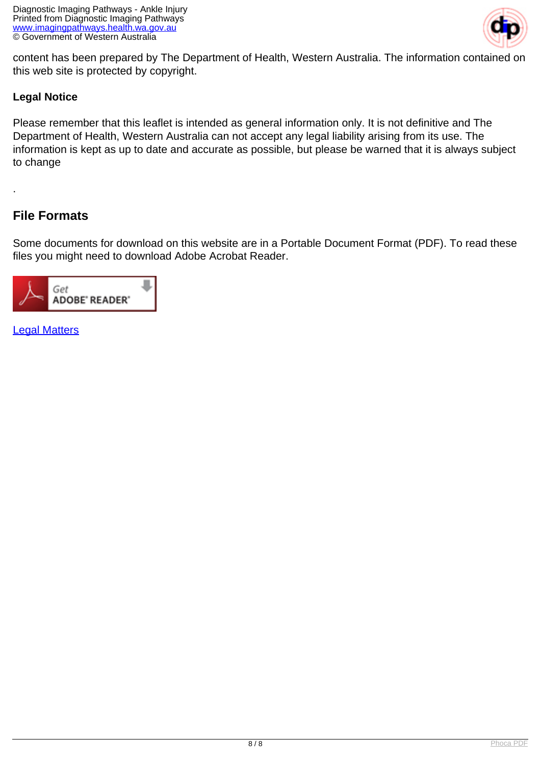content has been prepared by The Department of Health, Western Australia. The information contained on this web site is protected by copyright.

**Legal Notice**

Please remember that this leaflet is intended as general information only. It is not definitive and The Department of Health, Western Australia can not accept any legal liability arising from its use. The information is kept as up to date and accurate as possible, but please be warned that it is always subject to change

.

## File Formats

Some documents for download on this website are in a Portable Document Format (PDF). To read these files you might need to download Adobe Acrobat Reader.

Get ADOBE® READER®

Legal Matters